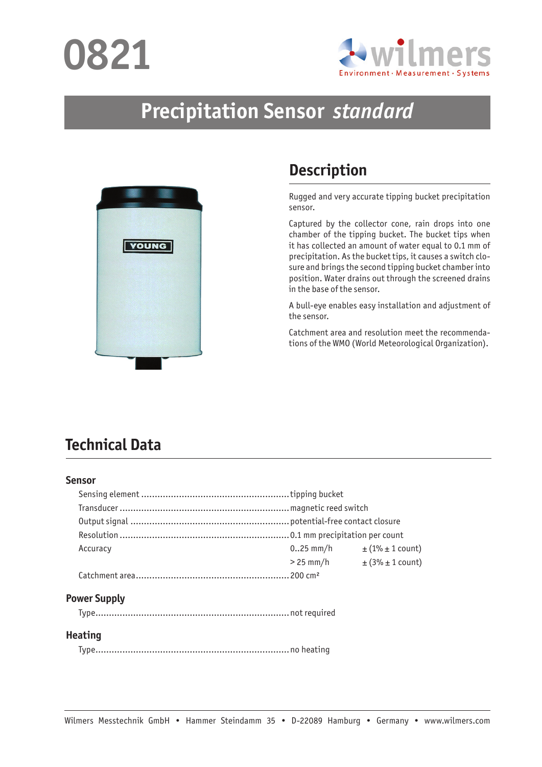# 0821

wilmers
Environment · Measurement · Systems

## Precipitation Sensor *standard*

## Description

Rugged and very accurate tipping bucket precipitation sensor.

Captured by the collector cone, rain drops into one chamber of the tipping bucket. The bucket tips when it has collected an amount of water equal to 0.1 mm of precipitation. As the bucket tips, it causes a switch closure and brings the second tipping bucket chamber into position. Water drains out through the screened drains in the base of the sensor.

A bull-eye enables easy installation and adjustment of the sensor.

Catchment area and resolution meet the recommendations of the WMO (World Meteorological Organization).

## Technical Data

### Sensor

| | | |
|---|---|---|
| Sensing element | tipping bucket | |
| Transducer | magnetic reed switch | |
| Output signal | potential-free contact closure | |
| Resolution | 0.1 mm precipitation per count | |
| Accuracy | 0..25 mm/h | ± (1% ± 1 count) |
| | > 25 mm/h | ± (3% ± 1 count) |
| Catchment area | 200 cm² | |

### Power Supply

| | |
|---|---|
| Type | not required |

### Heating

| | |
|---|---|
| Type | no heating |

Wilmers Messtechnik GmbH • Hammer Steindamm 35 • D-22089 Hamburg • Germany • www.wilmers.com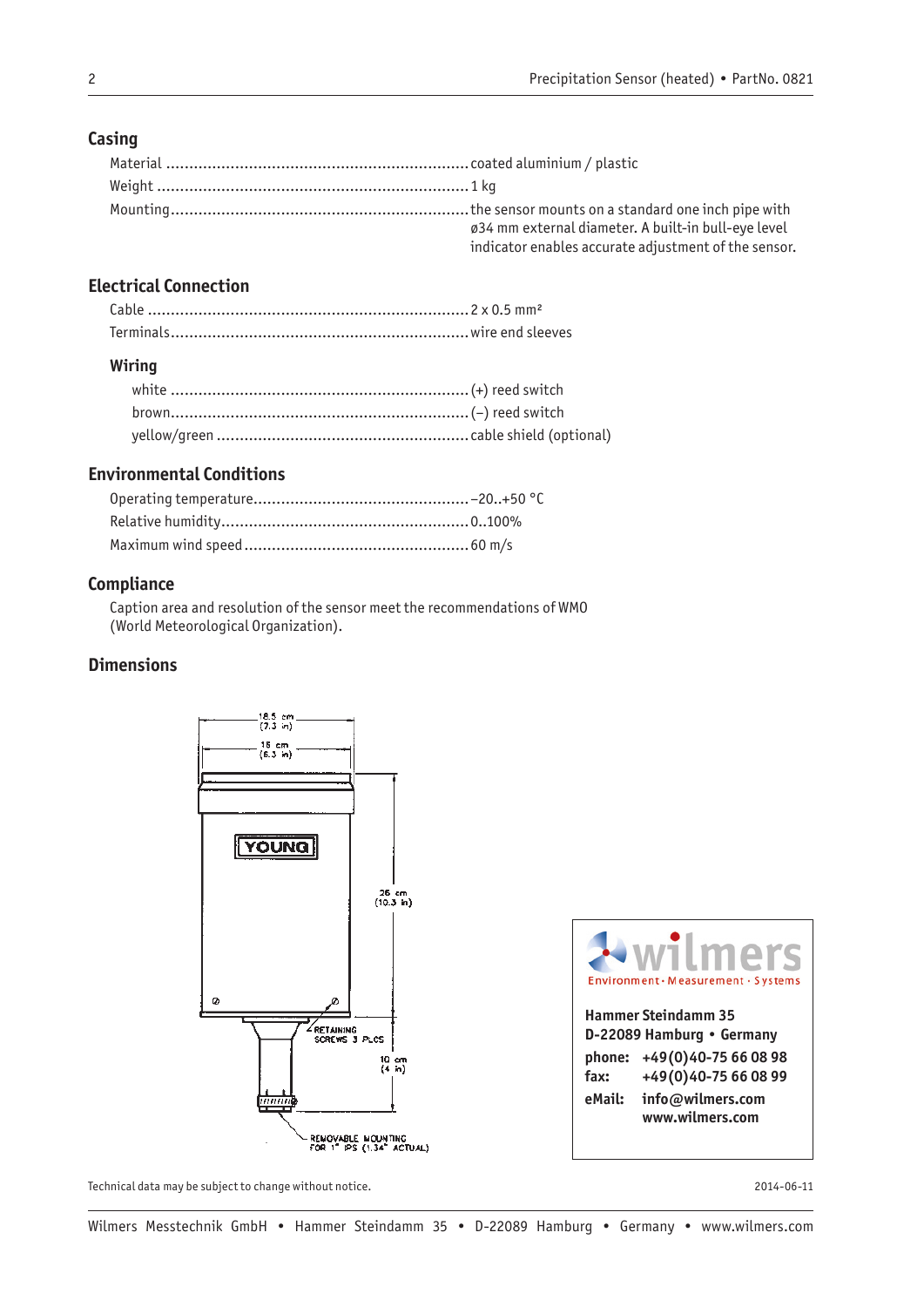## Casing

Material ................................................................. coated aluminium / plastic
Weight ................................................................... 1 kg
Mounting ................................................................. the sensor mounts on a standard one inch pipe with ø34 mm external diameter. A built-in bull-eye level indicator enables accurate adjustment of the sensor.

## Electrical Connection

Cable ..................................................................... 2 x 0.5 mm²
Terminals ................................................................ wire end sleeves

### Wiring

white ................................................................ (+) reed switch
brown ................................................................ (–) reed switch
yellow/green ...................................................... cable shield (optional)

## Environmental Conditions

Operating temperature ............................................... –20..+50 °C
Relative humidity ...................................................... 0..100%
Maximum wind speed ................................................. 60 m/s

## Compliance

Caption area and resolution of the sensor meet the recommendations of WMO (World Meteorological Organization).

## Dimensions

18.5 cm
(7.3 in)
16 cm
(6.3 in)
YOUNG
26 cm
(10.3 in)
RETAINING
SCREWS 3 PLCS
10 cm
(4 in)
REMOVABLE MOUNTING
FOR 1" IPS (1.34" ACTUAL)

wilmers
Environment · Measurement · Systems

**Hammer Steindamm 35**
**D-22089 Hamburg • Germany**
**phone: +49(0)40-75 66 08 98**
**fax: +49(0)40-75 66 08 99**
**eMail: info@wilmers.com**
**www.wilmers.com**

Technical data may be subject to change without notice.

2014-06-11

Wilmers Messtechnik GmbH • Hammer Steindamm 35 • D-22089 Hamburg • Germany • www.wilmers.com